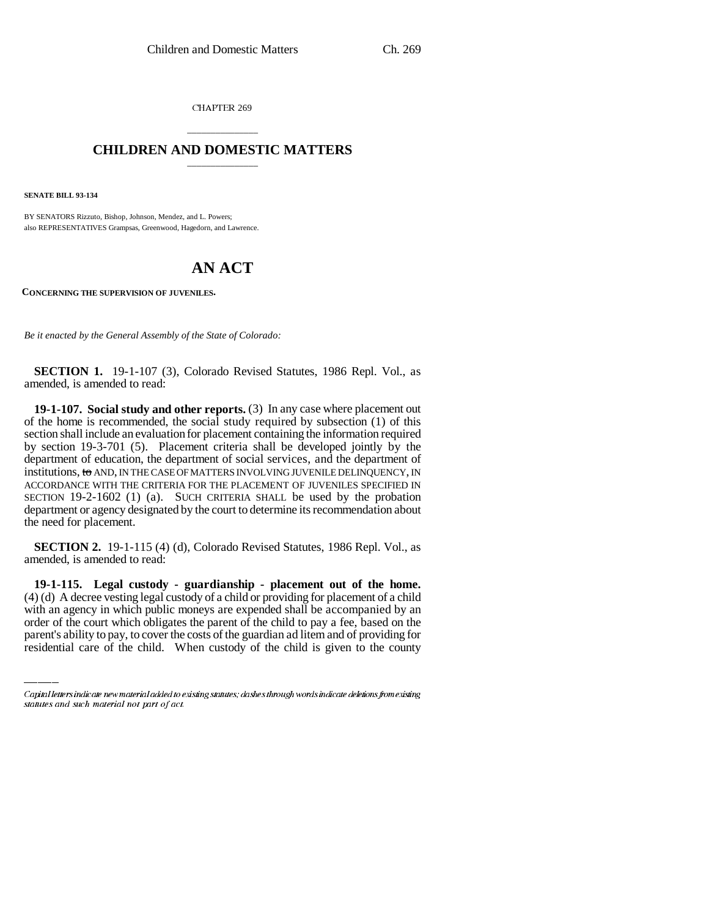CHAPTER 269

# CHILDREN AND DOMESTIC MATTERS

**SENATE BILL 93-134**

BY SENATORS Rizzuto, Bishop, Johnson, Mendez, and L. Powers;
also REPRESENTATIVES Grampsas, Greenwood, Hagedorn, and Lawrence.

# AN ACT

**CONCERNING THE SUPERVISION OF JUVENILES.**

*Be it enacted by the General Assembly of the State of Colorado:*

**SECTION 1.** 19-1-107 (3), Colorado Revised Statutes, 1986 Repl. Vol., as amended, is amended to read:

**19-1-107. Social study and other reports.** (3) In any case where placement out of the home is recommended, the social study required by subsection (1) of this section shall include an evaluation for placement containing the information required by section 19-3-701 (5). Placement criteria shall be developed jointly by the department of education, the department of social services, and the department of institutions, ~~to~~ AND, IN THE CASE OF MATTERS INVOLVING JUVENILE DELINQUENCY, IN ACCORDANCE WITH THE CRITERIA FOR THE PLACEMENT OF JUVENILES SPECIFIED IN SECTION 19-2-1602 (1) (a). SUCH CRITERIA SHALL be used by the probation department or agency designated by the court to determine its recommendation about the need for placement.

**SECTION 2.** 19-1-115 (4) (d), Colorado Revised Statutes, 1986 Repl. Vol., as amended, is amended to read:

**19-1-115. Legal custody - guardianship - placement out of the home.** (4) (d) A decree vesting legal custody of a child or providing for placement of a child with an agency in which public moneys are expended shall be accompanied by an order of the court which obligates the parent of the child to pay a fee, based on the parent's ability to pay, to cover the costs of the guardian ad litem and of providing for residential care of the child. When custody of the child is given to the county

Capital letters indicate new material added to existing statutes; dashes through words indicate deletions from existing statutes and such material not part of act.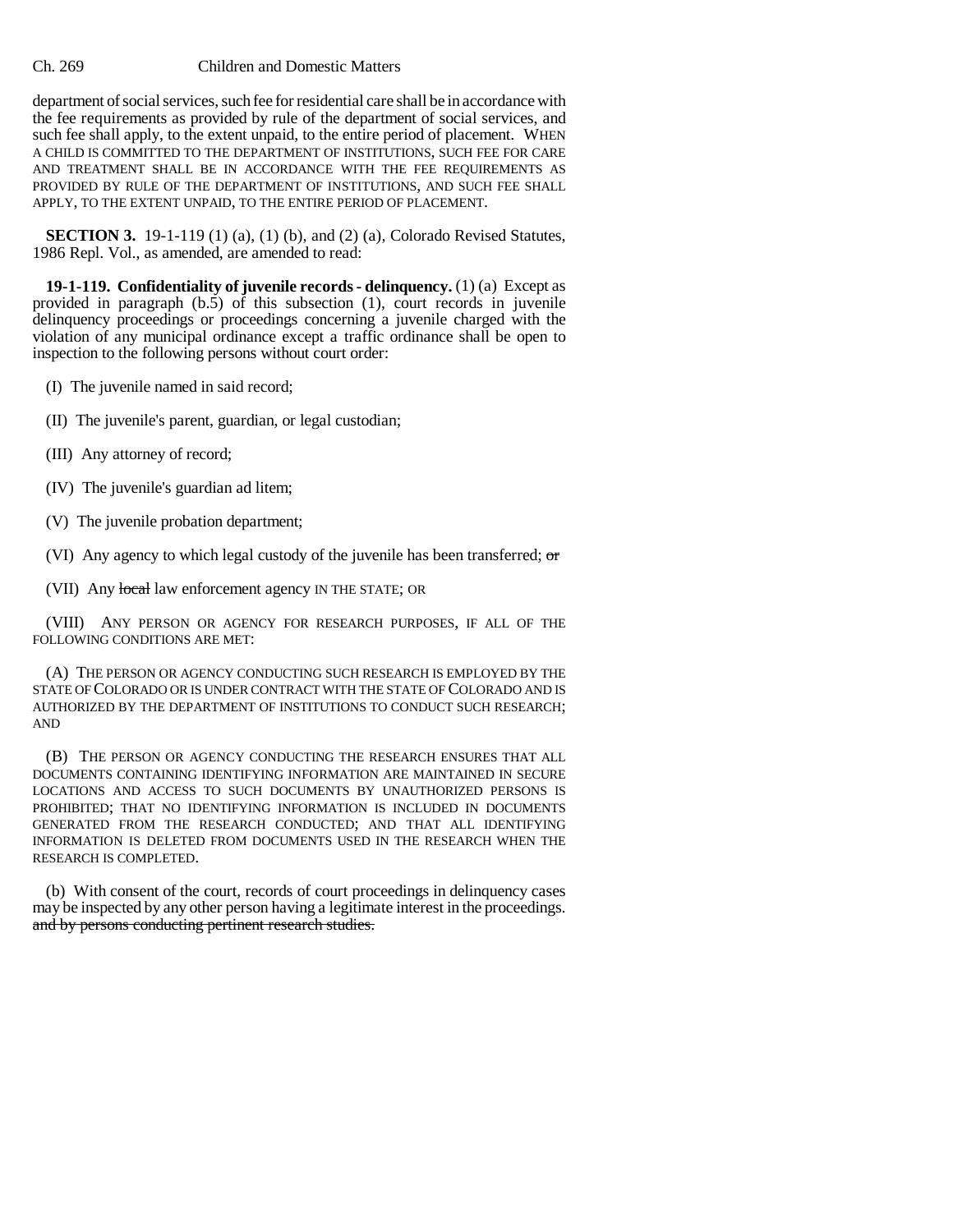department of social services, such fee for residential care shall be in accordance with the fee requirements as provided by rule of the department of social services, and such fee shall apply, to the extent unpaid, to the entire period of placement. WHEN A CHILD IS COMMITTED TO THE DEPARTMENT OF INSTITUTIONS, SUCH FEE FOR CARE AND TREATMENT SHALL BE IN ACCORDANCE WITH THE FEE REQUIREMENTS AS PROVIDED BY RULE OF THE DEPARTMENT OF INSTITUTIONS, AND SUCH FEE SHALL APPLY, TO THE EXTENT UNPAID, TO THE ENTIRE PERIOD OF PLACEMENT.

**SECTION 3.** 19-1-119 (1) (a), (1) (b), and (2) (a), Colorado Revised Statutes, 1986 Repl. Vol., as amended, are amended to read:

**19-1-119. Confidentiality of juvenile records - delinquency.** (1) (a) Except as provided in paragraph (b.5) of this subsection (1), court records in juvenile delinquency proceedings or proceedings concerning a juvenile charged with the violation of any municipal ordinance except a traffic ordinance shall be open to inspection to the following persons without court order:

(I) The juvenile named in said record;

(II) The juvenile's parent, guardian, or legal custodian;

(III) Any attorney of record;

(IV) The juvenile's guardian ad litem;

(V) The juvenile probation department;

(VI) Any agency to which legal custody of the juvenile has been transferred; ~~or~~

(VII) Any ~~local~~ law enforcement agency IN THE STATE; OR

(VIII) ANY PERSON OR AGENCY FOR RESEARCH PURPOSES, IF ALL OF THE FOLLOWING CONDITIONS ARE MET:

(A) THE PERSON OR AGENCY CONDUCTING SUCH RESEARCH IS EMPLOYED BY THE STATE OF COLORADO OR IS UNDER CONTRACT WITH THE STATE OF COLORADO AND IS AUTHORIZED BY THE DEPARTMENT OF INSTITUTIONS TO CONDUCT SUCH RESEARCH; AND

(B) THE PERSON OR AGENCY CONDUCTING THE RESEARCH ENSURES THAT ALL DOCUMENTS CONTAINING IDENTIFYING INFORMATION ARE MAINTAINED IN SECURE LOCATIONS AND ACCESS TO SUCH DOCUMENTS BY UNAUTHORIZED PERSONS IS PROHIBITED; THAT NO IDENTIFYING INFORMATION IS INCLUDED IN DOCUMENTS GENERATED FROM THE RESEARCH CONDUCTED; AND THAT ALL IDENTIFYING INFORMATION IS DELETED FROM DOCUMENTS USED IN THE RESEARCH WHEN THE RESEARCH IS COMPLETED.

(b) With consent of the court, records of court proceedings in delinquency cases may be inspected by any other person having a legitimate interest in the proceedings. ~~and by persons conducting pertinent research studies.~~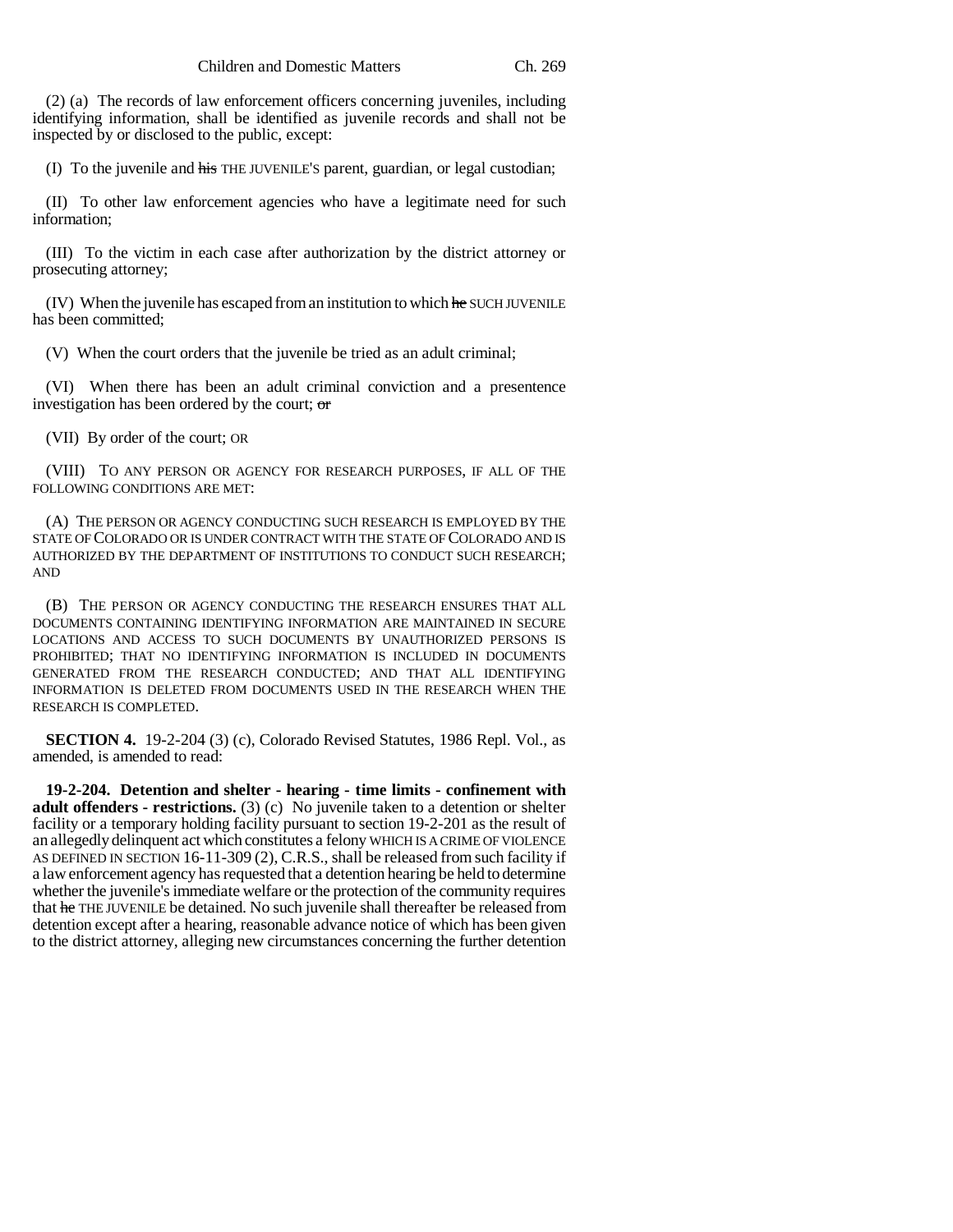(2) (a) The records of law enforcement officers concerning juveniles, including identifying information, shall be identified as juvenile records and shall not be inspected by or disclosed to the public, except:

(I) To the juvenile and ~~his~~ THE JUVENILE'S parent, guardian, or legal custodian;

(II) To other law enforcement agencies who have a legitimate need for such information;

(III) To the victim in each case after authorization by the district attorney or prosecuting attorney;

(IV) When the juvenile has escaped from an institution to which ~~he~~ SUCH JUVENILE has been committed;

(V) When the court orders that the juvenile be tried as an adult criminal;

(VI) When there has been an adult criminal conviction and a presentence investigation has been ordered by the court; ~~or~~

(VII) By order of the court; OR

(VIII) TO ANY PERSON OR AGENCY FOR RESEARCH PURPOSES, IF ALL OF THE FOLLOWING CONDITIONS ARE MET:

(A) THE PERSON OR AGENCY CONDUCTING SUCH RESEARCH IS EMPLOYED BY THE STATE OF COLORADO OR IS UNDER CONTRACT WITH THE STATE OF COLORADO AND IS AUTHORIZED BY THE DEPARTMENT OF INSTITUTIONS TO CONDUCT SUCH RESEARCH; AND

(B) THE PERSON OR AGENCY CONDUCTING THE RESEARCH ENSURES THAT ALL DOCUMENTS CONTAINING IDENTIFYING INFORMATION ARE MAINTAINED IN SECURE LOCATIONS AND ACCESS TO SUCH DOCUMENTS BY UNAUTHORIZED PERSONS IS PROHIBITED; THAT NO IDENTIFYING INFORMATION IS INCLUDED IN DOCUMENTS GENERATED FROM THE RESEARCH CONDUCTED; AND THAT ALL IDENTIFYING INFORMATION IS DELETED FROM DOCUMENTS USED IN THE RESEARCH WHEN THE RESEARCH IS COMPLETED.

**SECTION 4.** 19-2-204 (3) (c), Colorado Revised Statutes, 1986 Repl. Vol., as amended, is amended to read:

**19-2-204. Detention and shelter - hearing - time limits - confinement with adult offenders - restrictions.** (3) (c) No juvenile taken to a detention or shelter facility or a temporary holding facility pursuant to section 19-2-201 as the result of an allegedly delinquent act which constitutes a felony WHICH IS A CRIME OF VIOLENCE AS DEFINED IN SECTION 16-11-309 (2), C.R.S., shall be released from such facility if a law enforcement agency has requested that a detention hearing be held to determine whether the juvenile's immediate welfare or the protection of the community requires that ~~he~~ THE JUVENILE be detained. No such juvenile shall thereafter be released from detention except after a hearing, reasonable advance notice of which has been given to the district attorney, alleging new circumstances concerning the further detention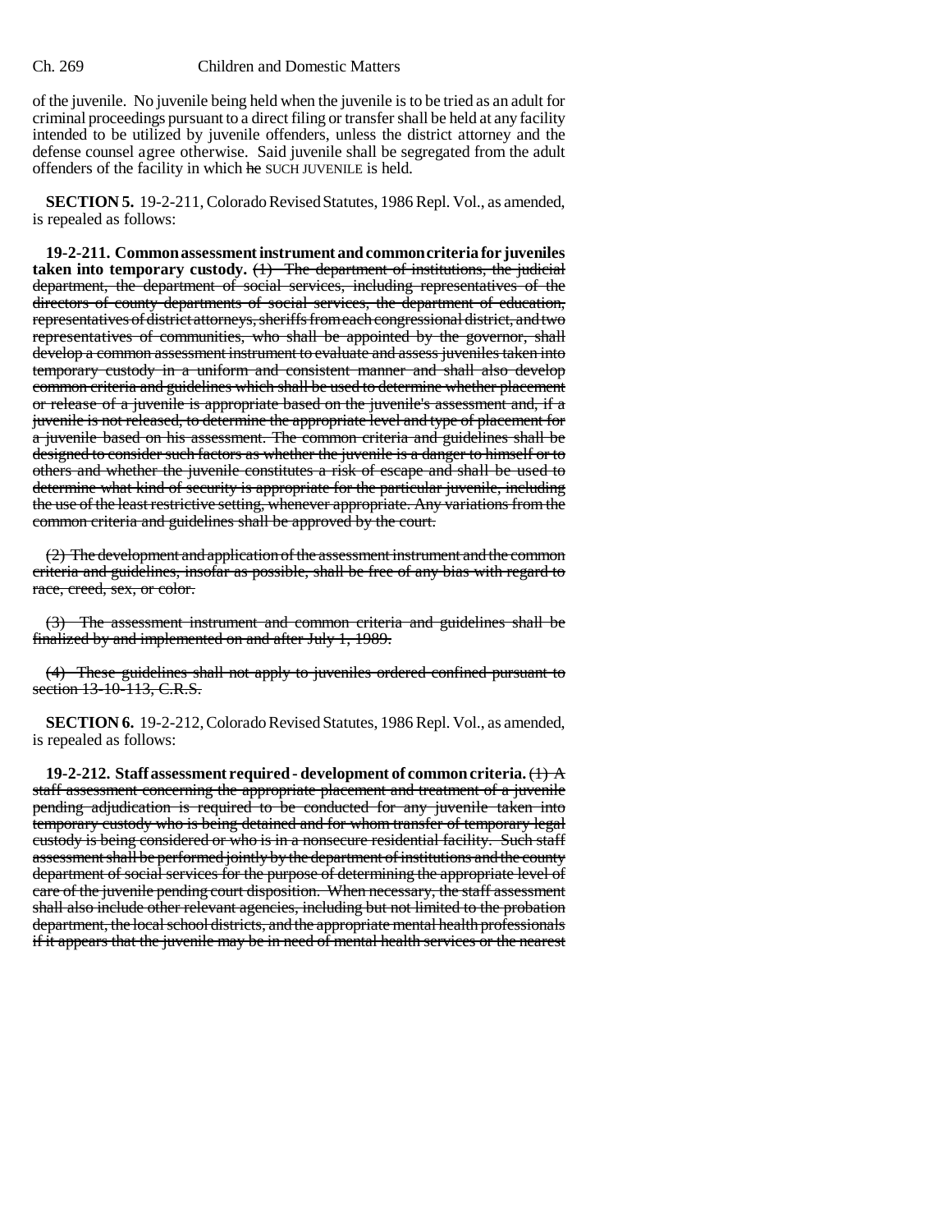of the juvenile. No juvenile being held when the juvenile is to be tried as an adult for criminal proceedings pursuant to a direct filing or transfer shall be held at any facility intended to be utilized by juvenile offenders, unless the district attorney and the defense counsel agree otherwise. Said juvenile shall be segregated from the adult offenders of the facility in which ~~he~~ SUCH JUVENILE is held.

**SECTION 5.** 19-2-211, Colorado Revised Statutes, 1986 Repl. Vol., as amended, is repealed as follows:

**19-2-211. Common assessment instrument and common criteria for juveniles taken into temporary custody.** ~~(1) The department of institutions, the judicial department, the department of social services, including representatives of the directors of county departments of social services, the department of education, representatives of district attorneys, sheriffs from each congressional district, and two representatives of communities, who shall be appointed by the governor, shall develop a common assessment instrument to evaluate and assess juveniles taken into temporary custody in a uniform and consistent manner and shall also develop common criteria and guidelines which shall be used to determine whether placement or release of a juvenile is appropriate based on the juvenile's assessment and, if a juvenile is not released, to determine the appropriate level and type of placement for a juvenile based on his assessment. The common criteria and guidelines shall be designed to consider such factors as whether the juvenile is a danger to himself or to others and whether the juvenile constitutes a risk of escape and shall be used to determine what kind of security is appropriate for the particular juvenile, including the use of the least restrictive setting, whenever appropriate. Any variations from the common criteria and guidelines shall be approved by the court.~~

~~(2) The development and application of the assessment instrument and the common criteria and guidelines, insofar as possible, shall be free of any bias with regard to race, creed, sex, or color.~~

~~(3) The assessment instrument and common criteria and guidelines shall be finalized by and implemented on and after July 1, 1989.~~

~~(4) These guidelines shall not apply to juveniles ordered confined pursuant to section 13-10-113, C.R.S.~~

**SECTION 6.** 19-2-212, Colorado Revised Statutes, 1986 Repl. Vol., as amended, is repealed as follows:

**19-2-212. Staff assessment required - development of common criteria.** ~~(1) A staff assessment concerning the appropriate placement and treatment of a juvenile pending adjudication is required to be conducted for any juvenile taken into temporary custody who is being detained and for whom transfer of temporary legal custody is being considered or who is in a nonsecure residential facility. Such staff assessment shall be performed jointly by the department of institutions and the county department of social services for the purpose of determining the appropriate level of care of the juvenile pending court disposition. When necessary, the staff assessment shall also include other relevant agencies, including but not limited to the probation department, the local school districts, and the appropriate mental health professionals if it appears that the juvenile may be in need of mental health services or the nearest~~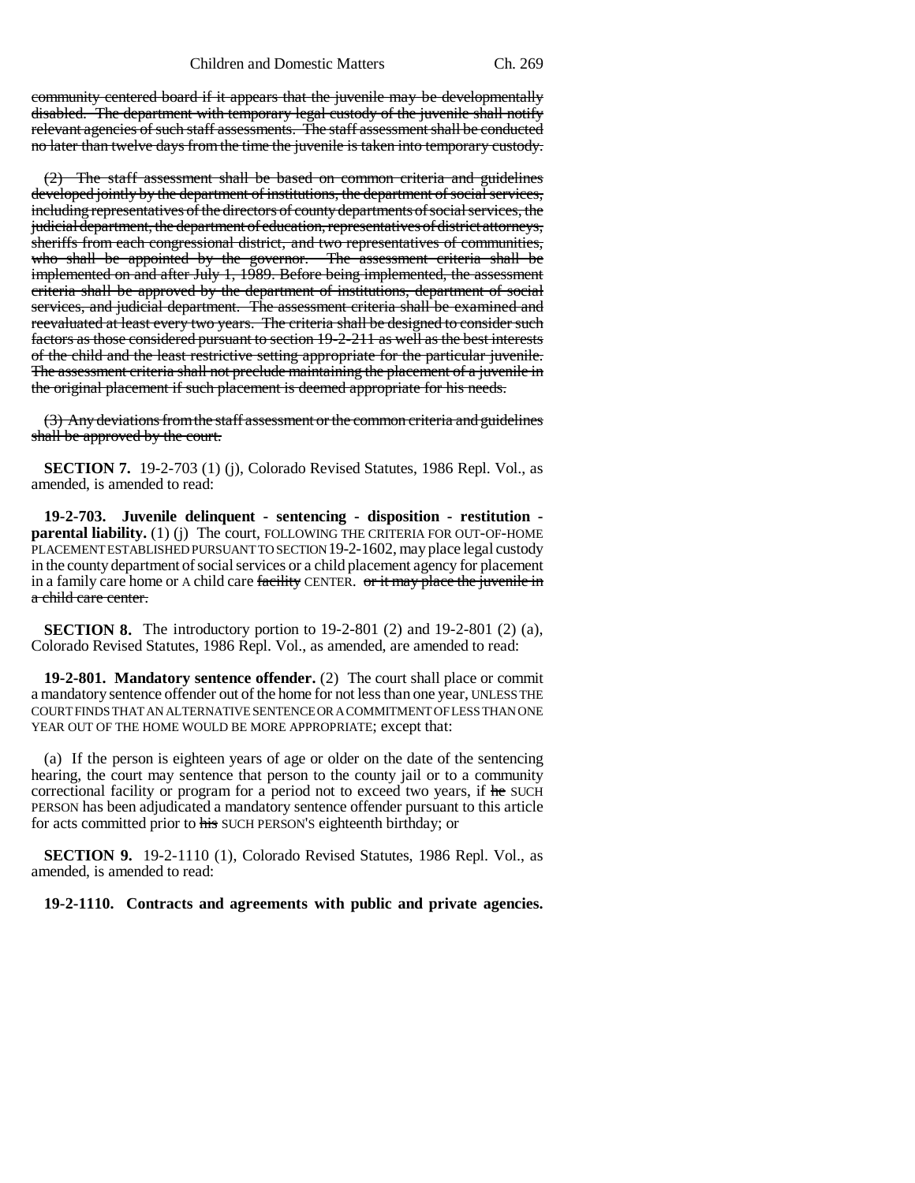community centered board if it appears that the juvenile may be developmentally disabled. The department with temporary legal custody of the juvenile shall notify relevant agencies of such staff assessments. The staff assessment shall be conducted no later than twelve days from the time the juvenile is taken into temporary custody.

(2) The staff assessment shall be based on common criteria and guidelines developed jointly by the department of institutions, the department of social services, including representatives of the directors of county departments of social services, the judicial department, the department of education, representatives of district attorneys, sheriffs from each congressional district, and two representatives of communities, who shall be appointed by the governor. The assessment criteria shall be implemented on and after July 1, 1989. Before being implemented, the assessment criteria shall be approved by the department of institutions, department of social services, and judicial department. The assessment criteria shall be examined and reevaluated at least every two years. The criteria shall be designed to consider such factors as those considered pursuant to section 19-2-211 as well as the best interests of the child and the least restrictive setting appropriate for the particular juvenile. The assessment criteria shall not preclude maintaining the placement of a juvenile in the original placement if such placement is deemed appropriate for his needs.

(3) Any deviations from the staff assessment or the common criteria and guidelines shall be approved by the court.

**SECTION 7.** 19-2-703 (1) (j), Colorado Revised Statutes, 1986 Repl. Vol., as amended, is amended to read:

**19-2-703. Juvenile delinquent - sentencing - disposition - restitution - parental liability.** (1) (j) The court, FOLLOWING THE CRITERIA FOR OUT-OF-HOME PLACEMENT ESTABLISHED PURSUANT TO SECTION 19-2-1602, may place legal custody in the county department of social services or a child placement agency for placement in a family care home or A child care facility CENTER. or it may place the juvenile in a child care center.

**SECTION 8.** The introductory portion to 19-2-801 (2) and 19-2-801 (2) (a), Colorado Revised Statutes, 1986 Repl. Vol., as amended, are amended to read:

**19-2-801. Mandatory sentence offender.** (2) The court shall place or commit a mandatory sentence offender out of the home for not less than one year, UNLESS THE COURT FINDS THAT AN ALTERNATIVE SENTENCE OR A COMMITMENT OF LESS THAN ONE YEAR OUT OF THE HOME WOULD BE MORE APPROPRIATE; except that:

(a) If the person is eighteen years of age or older on the date of the sentencing hearing, the court may sentence that person to the county jail or to a community correctional facility or program for a period not to exceed two years, if he SUCH PERSON has been adjudicated a mandatory sentence offender pursuant to this article for acts committed prior to his SUCH PERSON'S eighteenth birthday; or

**SECTION 9.** 19-2-1110 (1), Colorado Revised Statutes, 1986 Repl. Vol., as amended, is amended to read:

**19-2-1110. Contracts and agreements with public and private agencies.**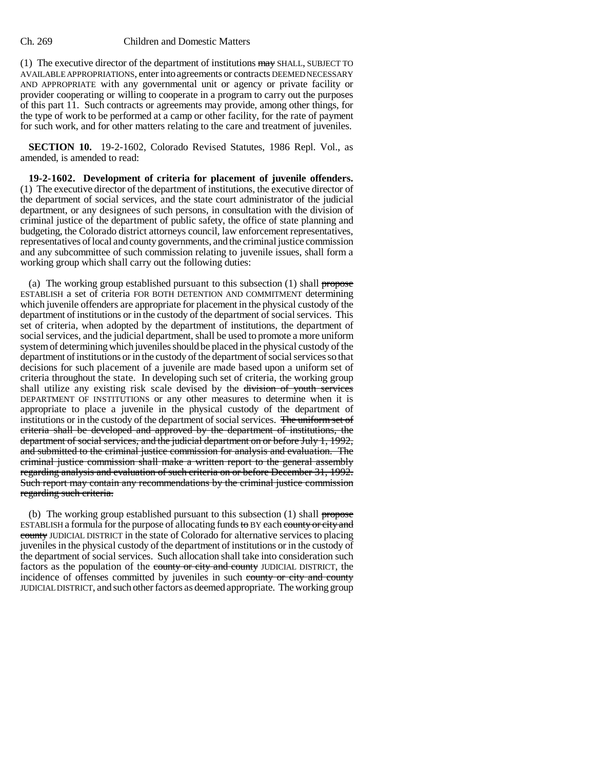(1) The executive director of the department of institutions ~~may~~ SHALL, SUBJECT TO AVAILABLE APPROPRIATIONS, enter into agreements or contracts DEEMED NECESSARY AND APPROPRIATE with any governmental unit or agency or private facility or provider cooperating or willing to cooperate in a program to carry out the purposes of this part 11. Such contracts or agreements may provide, among other things, for the type of work to be performed at a camp or other facility, for the rate of payment for such work, and for other matters relating to the care and treatment of juveniles.

**SECTION 10.** 19-2-1602, Colorado Revised Statutes, 1986 Repl. Vol., as amended, is amended to read:

**19-2-1602. Development of criteria for placement of juvenile offenders.** (1) The executive director of the department of institutions, the executive director of the department of social services, and the state court administrator of the judicial department, or any designees of such persons, in consultation with the division of criminal justice of the department of public safety, the office of state planning and budgeting, the Colorado district attorneys council, law enforcement representatives, representatives of local and county governments, and the criminal justice commission and any subcommittee of such commission relating to juvenile issues, shall form a working group which shall carry out the following duties:

(a) The working group established pursuant to this subsection (1) shall ~~propose~~ ESTABLISH a set of criteria FOR BOTH DETENTION AND COMMITMENT determining which juvenile offenders are appropriate for placement in the physical custody of the department of institutions or in the custody of the department of social services. This set of criteria, when adopted by the department of institutions, the department of social services, and the judicial department, shall be used to promote a more uniform system of determining which juveniles should be placed in the physical custody of the department of institutions or in the custody of the department of social services so that decisions for such placement of a juvenile are made based upon a uniform set of criteria throughout the state. In developing such set of criteria, the working group shall utilize any existing risk scale devised by the ~~division of youth services~~ DEPARTMENT OF INSTITUTIONS or any other measures to determine when it is appropriate to place a juvenile in the physical custody of the department of institutions or in the custody of the department of social services. ~~The uniform set of criteria shall be developed and approved by the department of institutions, the department of social services, and the judicial department on or before July 1, 1992, and submitted to the criminal justice commission for analysis and evaluation. The criminal justice commission shall make a written report to the general assembly regarding analysis and evaluation of such criteria on or before December 31, 1992. Such report may contain any recommendations by the criminal justice commission regarding such criteria.~~

(b) The working group established pursuant to this subsection (1) shall ~~propose~~ ESTABLISH a formula for the purpose of allocating funds ~~to~~ BY each ~~county or city and county~~ JUDICIAL DISTRICT in the state of Colorado for alternative services to placing juveniles in the physical custody of the department of institutions or in the custody of the department of social services. Such allocation shall take into consideration such factors as the population of the ~~county or city and county~~ JUDICIAL DISTRICT, the incidence of offenses committed by juveniles in such ~~county or city and county~~ JUDICIAL DISTRICT, and such other factors as deemed appropriate. The working group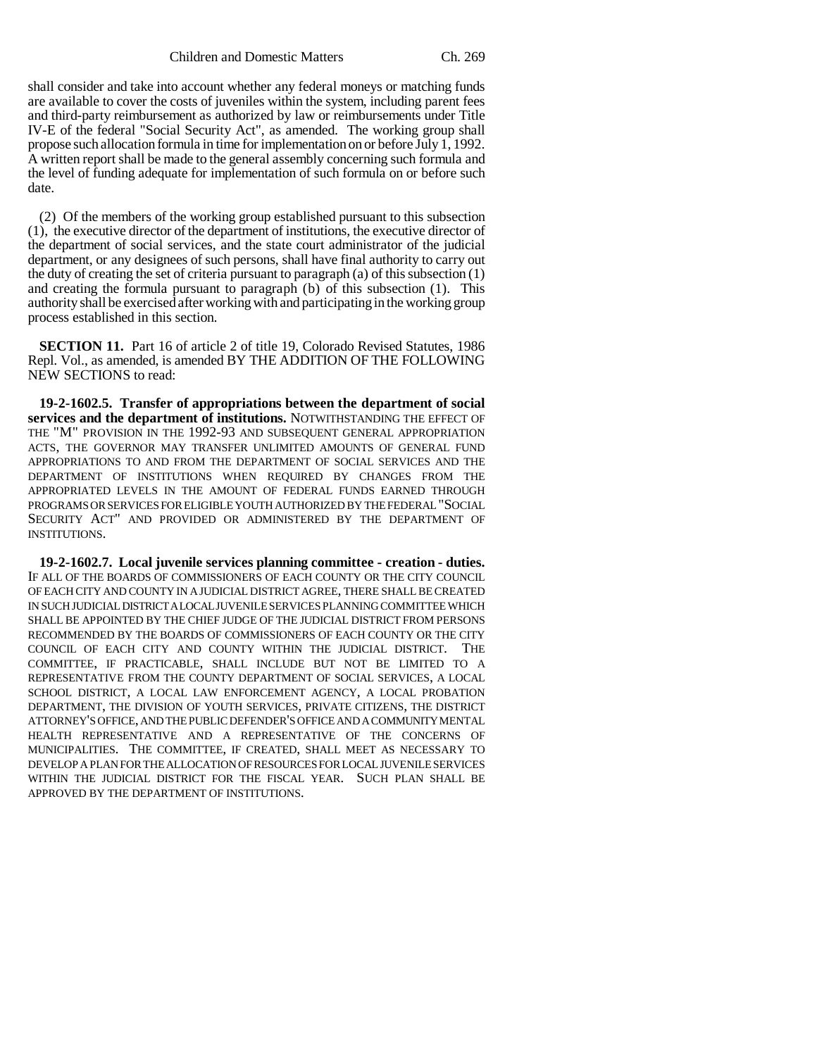shall consider and take into account whether any federal moneys or matching funds are available to cover the costs of juveniles within the system, including parent fees and third-party reimbursement as authorized by law or reimbursements under Title IV-E of the federal "Social Security Act", as amended. The working group shall propose such allocation formula in time for implementation on or before July 1, 1992. A written report shall be made to the general assembly concerning such formula and the level of funding adequate for implementation of such formula on or before such date.

(2) Of the members of the working group established pursuant to this subsection (1), the executive director of the department of institutions, the executive director of the department of social services, and the state court administrator of the judicial department, or any designees of such persons, shall have final authority to carry out the duty of creating the set of criteria pursuant to paragraph (a) of this subsection (1) and creating the formula pursuant to paragraph (b) of this subsection (1). This authority shall be exercised after working with and participating in the working group process established in this section.

**SECTION 11.** Part 16 of article 2 of title 19, Colorado Revised Statutes, 1986 Repl. Vol., as amended, is amended BY THE ADDITION OF THE FOLLOWING NEW SECTIONS to read:

**19-2-1602.5. Transfer of appropriations between the department of social services and the department of institutions.** NOTWITHSTANDING THE EFFECT OF THE "M" PROVISION IN THE 1992-93 AND SUBSEQUENT GENERAL APPROPRIATION ACTS, THE GOVERNOR MAY TRANSFER UNLIMITED AMOUNTS OF GENERAL FUND APPROPRIATIONS TO AND FROM THE DEPARTMENT OF SOCIAL SERVICES AND THE DEPARTMENT OF INSTITUTIONS WHEN REQUIRED BY CHANGES FROM THE APPROPRIATED LEVELS IN THE AMOUNT OF FEDERAL FUNDS EARNED THROUGH PROGRAMS OR SERVICES FOR ELIGIBLE YOUTH AUTHORIZED BY THE FEDERAL "SOCIAL SECURITY ACT" AND PROVIDED OR ADMINISTERED BY THE DEPARTMENT OF INSTITUTIONS.

**19-2-1602.7. Local juvenile services planning committee - creation - duties.** IF ALL OF THE BOARDS OF COMMISSIONERS OF EACH COUNTY OR THE CITY COUNCIL OF EACH CITY AND COUNTY IN A JUDICIAL DISTRICT AGREE, THERE SHALL BE CREATED IN SUCH JUDICIAL DISTRICT A LOCAL JUVENILE SERVICES PLANNING COMMITTEE WHICH SHALL BE APPOINTED BY THE CHIEF JUDGE OF THE JUDICIAL DISTRICT FROM PERSONS RECOMMENDED BY THE BOARDS OF COMMISSIONERS OF EACH COUNTY OR THE CITY COUNCIL OF EACH CITY AND COUNTY WITHIN THE JUDICIAL DISTRICT. THE COMMITTEE, IF PRACTICABLE, SHALL INCLUDE BUT NOT BE LIMITED TO A REPRESENTATIVE FROM THE COUNTY DEPARTMENT OF SOCIAL SERVICES, A LOCAL SCHOOL DISTRICT, A LOCAL LAW ENFORCEMENT AGENCY, A LOCAL PROBATION DEPARTMENT, THE DIVISION OF YOUTH SERVICES, PRIVATE CITIZENS, THE DISTRICT ATTORNEY'S OFFICE, AND THE PUBLIC DEFENDER'S OFFICE AND A COMMUNITY MENTAL HEALTH REPRESENTATIVE AND A REPRESENTATIVE OF THE CONCERNS OF MUNICIPALITIES. THE COMMITTEE, IF CREATED, SHALL MEET AS NECESSARY TO DEVELOP A PLAN FOR THE ALLOCATION OF RESOURCES FOR LOCAL JUVENILE SERVICES WITHIN THE JUDICIAL DISTRICT FOR THE FISCAL YEAR. SUCH PLAN SHALL BE APPROVED BY THE DEPARTMENT OF INSTITUTIONS.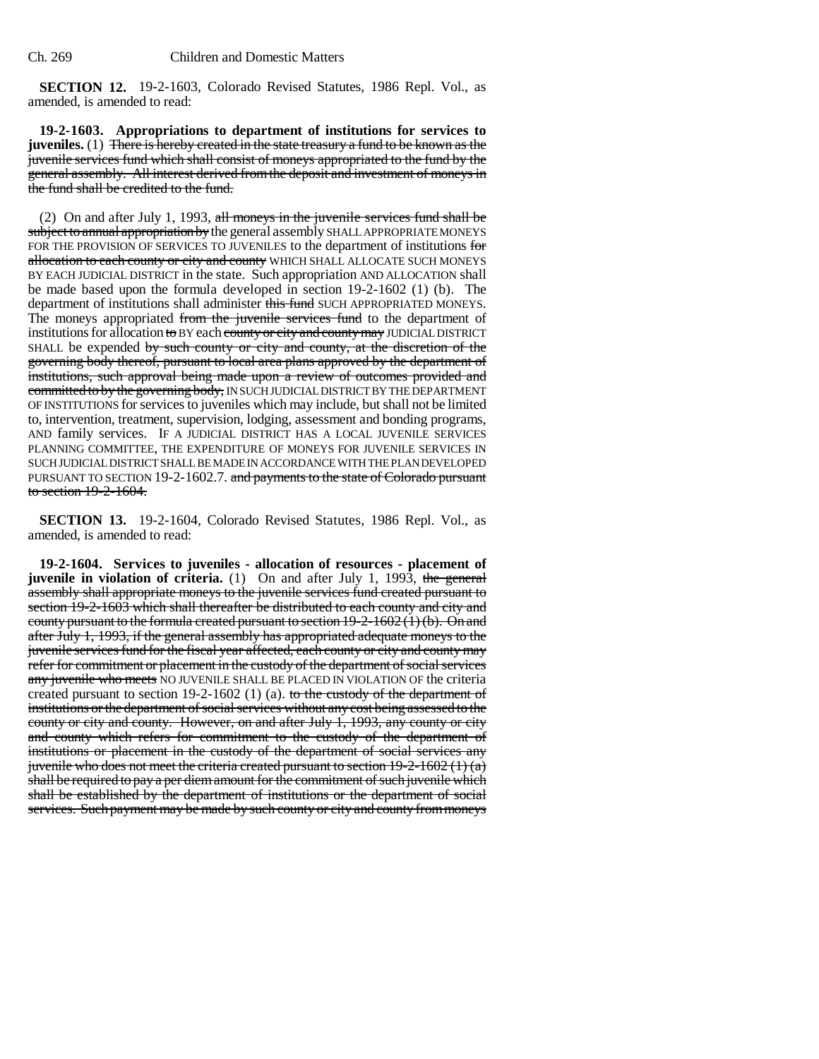**SECTION 12.** 19-2-1603, Colorado Revised Statutes, 1986 Repl. Vol., as amended, is amended to read:

**19-2-1603. Appropriations to department of institutions for services to juveniles.** (1) ~~There is hereby created in the state treasury a fund to be known as the juvenile services fund which shall consist of moneys appropriated to the fund by the general assembly. All interest derived from the deposit and investment of moneys in the fund shall be credited to the fund.~~

(2) On and after July 1, 1993, ~~all moneys in the juvenile services fund shall be subject to annual appropriation by~~ the general assembly SHALL APPROPRIATE MONEYS FOR THE PROVISION OF SERVICES TO JUVENILES to the department of institutions ~~for allocation to each county or city and county~~ WHICH SHALL ALLOCATE SUCH MONEYS BY EACH JUDICIAL DISTRICT in the state. Such appropriation AND ALLOCATION shall be made based upon the formula developed in section 19-2-1602 (1) (b). The department of institutions shall administer ~~this fund~~ SUCH APPROPRIATED MONEYS. The moneys appropriated ~~from the juvenile services fund~~ to the department of institutions for allocation ~~to~~ BY each ~~county or city and county may~~ JUDICIAL DISTRICT SHALL be expended ~~by such county or city and county, at the discretion of the governing body thereof, pursuant to local area plans approved by the department of institutions, such approval being made upon a review of outcomes provided and committed to by the governing body,~~ IN SUCH JUDICIAL DISTRICT BY THE DEPARTMENT OF INSTITUTIONS for services to juveniles which may include, but shall not be limited to, intervention, treatment, supervision, lodging, assessment and bonding programs, AND family services. IF A JUDICIAL DISTRICT HAS A LOCAL JUVENILE SERVICES PLANNING COMMITTEE, THE EXPENDITURE OF MONEYS FOR JUVENILE SERVICES IN SUCH JUDICIAL DISTRICT SHALL BE MADE IN ACCORDANCE WITH THE PLAN DEVELOPED PURSUANT TO SECTION 19-2-1602.7. ~~and payments to the state of Colorado pursuant to section 19-2-1604.~~

**SECTION 13.** 19-2-1604, Colorado Revised Statutes, 1986 Repl. Vol., as amended, is amended to read:

**19-2-1604. Services to juveniles - allocation of resources - placement of juvenile in violation of criteria.** (1) On and after July 1, 1993, ~~the general assembly shall appropriate moneys to the juvenile services fund created pursuant to section 19-2-1603 which shall thereafter be distributed to each county and city and county pursuant to the formula created pursuant to section 19-2-1602 (1) (b). On and after July 1, 1993, if the general assembly has appropriated adequate moneys to the juvenile services fund for the fiscal year affected, each county or city and county may refer for commitment or placement in the custody of the department of social services any juvenile who meets~~ NO JUVENILE SHALL BE PLACED IN VIOLATION OF the criteria created pursuant to section 19-2-1602 (1) (a). ~~to the custody of the department of institutions or the department of social services without any cost being assessed to the county or city and county. However, on and after July 1, 1993, any county or city and county which refers for commitment to the custody of the department of institutions or placement in the custody of the department of social services any juvenile who does not meet the criteria created pursuant to section 19-2-1602 (1) (a) shall be required to pay a per diem amount for the commitment of such juvenile which shall be established by the department of institutions or the department of social services. Such payment may be made by such county or city and county from moneys~~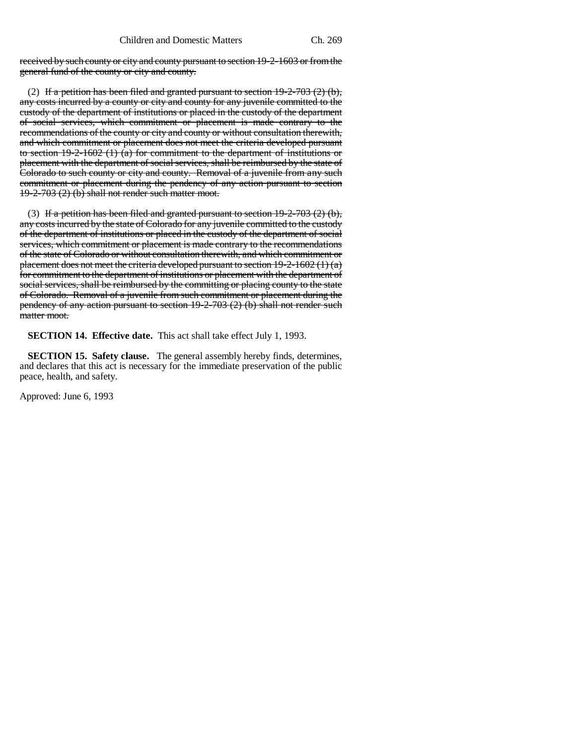received by such county or city and county pursuant to section 19-2-1603 or from the general fund of the county or city and county.

(2) If a petition has been filed and granted pursuant to section 19-2-703 (2) (b), any costs incurred by a county or city and county for any juvenile committed to the custody of the department of institutions or placed in the custody of the department of social services, which commitment or placement is made contrary to the recommendations of the county or city and county or without consultation therewith, and which commitment or placement does not meet the criteria developed pursuant to section 19-2-1602 (1) (a) for commitment to the department of institutions or placement with the department of social services, shall be reimbursed by the state of Colorado to such county or city and county. Removal of a juvenile from any such commitment or placement during the pendency of any action pursuant to section 19-2-703 (2) (b) shall not render such matter moot.

(3) If a petition has been filed and granted pursuant to section 19-2-703 (2) (b), any costs incurred by the state of Colorado for any juvenile committed to the custody of the department of institutions or placed in the custody of the department of social services, which commitment or placement is made contrary to the recommendations of the state of Colorado or without consultation therewith, and which commitment or placement does not meet the criteria developed pursuant to section 19-2-1602 (1) (a) for commitment to the department of institutions or placement with the department of social services, shall be reimbursed by the committing or placing county to the state of Colorado. Removal of a juvenile from such commitment or placement during the pendency of any action pursuant to section 19-2-703 (2) (b) shall not render such matter moot.

**SECTION 14. Effective date.** This act shall take effect July 1, 1993.

**SECTION 15. Safety clause.** The general assembly hereby finds, determines, and declares that this act is necessary for the immediate preservation of the public peace, health, and safety.

Approved: June 6, 1993